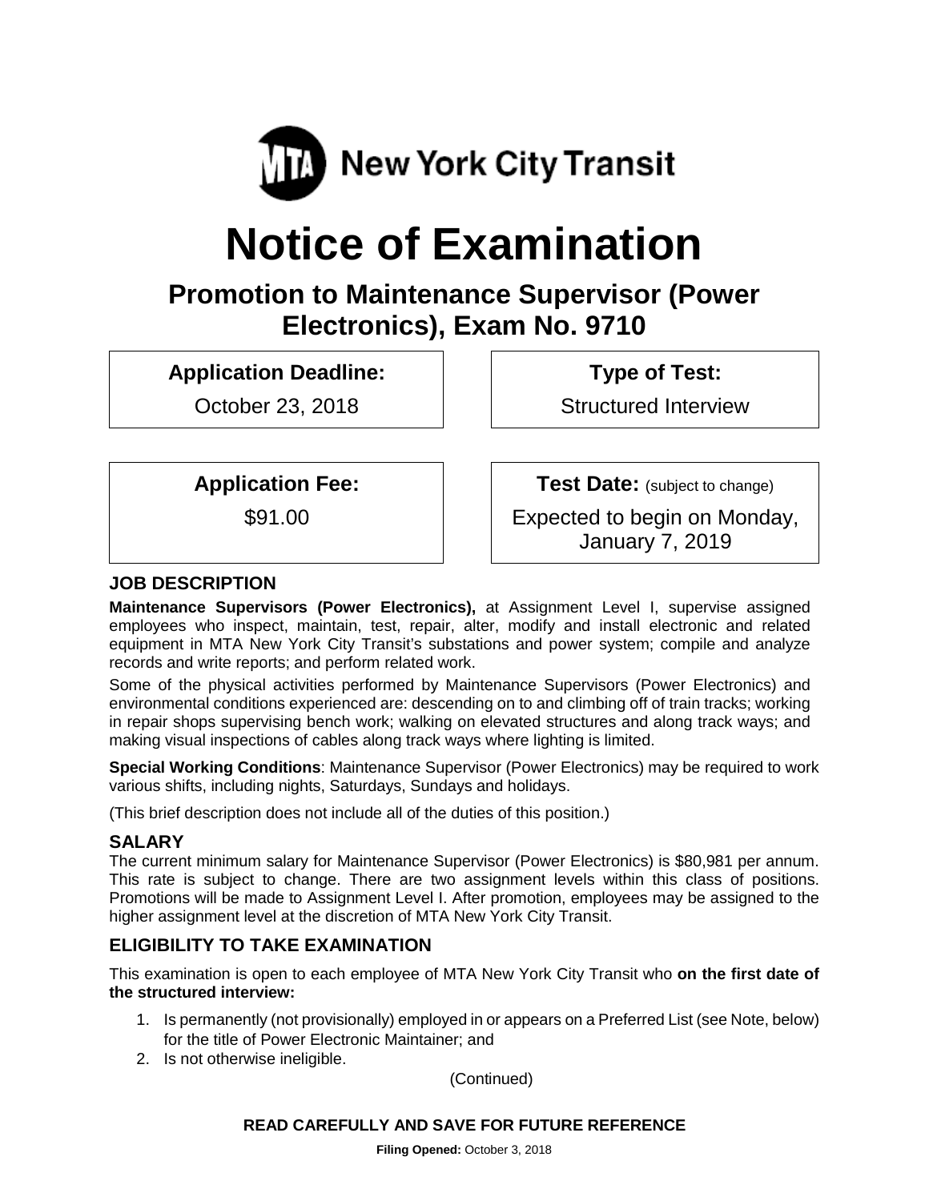MTA New York City Transit

# Notice of Examination

## Promotion to Maintenance Supervisor (Power Electronics), Exam No. 9710

**Application Deadline:**
October 23, 2018

**Type of Test:**
Structured Interview

**Application Fee:**
$91.00

**Test Date:** (subject to change)
Expected to begin on Monday, January 7, 2019

### JOB DESCRIPTION

**Maintenance Supervisors (Power Electronics),** at Assignment Level I, supervise assigned employees who inspect, maintain, test, repair, alter, modify and install electronic and related equipment in MTA New York City Transit's substations and power system; compile and analyze records and write reports; and perform related work.

Some of the physical activities performed by Maintenance Supervisors (Power Electronics) and environmental conditions experienced are: descending on to and climbing off of train tracks; working in repair shops supervising bench work; walking on elevated structures and along track ways; and making visual inspections of cables along track ways where lighting is limited.

**Special Working Conditions**: Maintenance Supervisor (Power Electronics) may be required to work various shifts, including nights, Saturdays, Sundays and holidays.

(This brief description does not include all of the duties of this position.)

### SALARY

The current minimum salary for Maintenance Supervisor (Power Electronics) is $80,981 per annum. This rate is subject to change. There are two assignment levels within this class of positions. Promotions will be made to Assignment Level I. After promotion, employees may be assigned to the higher assignment level at the discretion of MTA New York City Transit.

### ELIGIBILITY TO TAKE EXAMINATION

This examination is open to each employee of MTA New York City Transit who **on the first date of the structured interview:**

1. Is permanently (not provisionally) employed in or appears on a Preferred List (see Note, below) for the title of Power Electronic Maintainer; and
2. Is not otherwise ineligible.

(Continued)

**READ CAREFULLY AND SAVE FOR FUTURE REFERENCE**

**Filing Opened:** October 3, 2018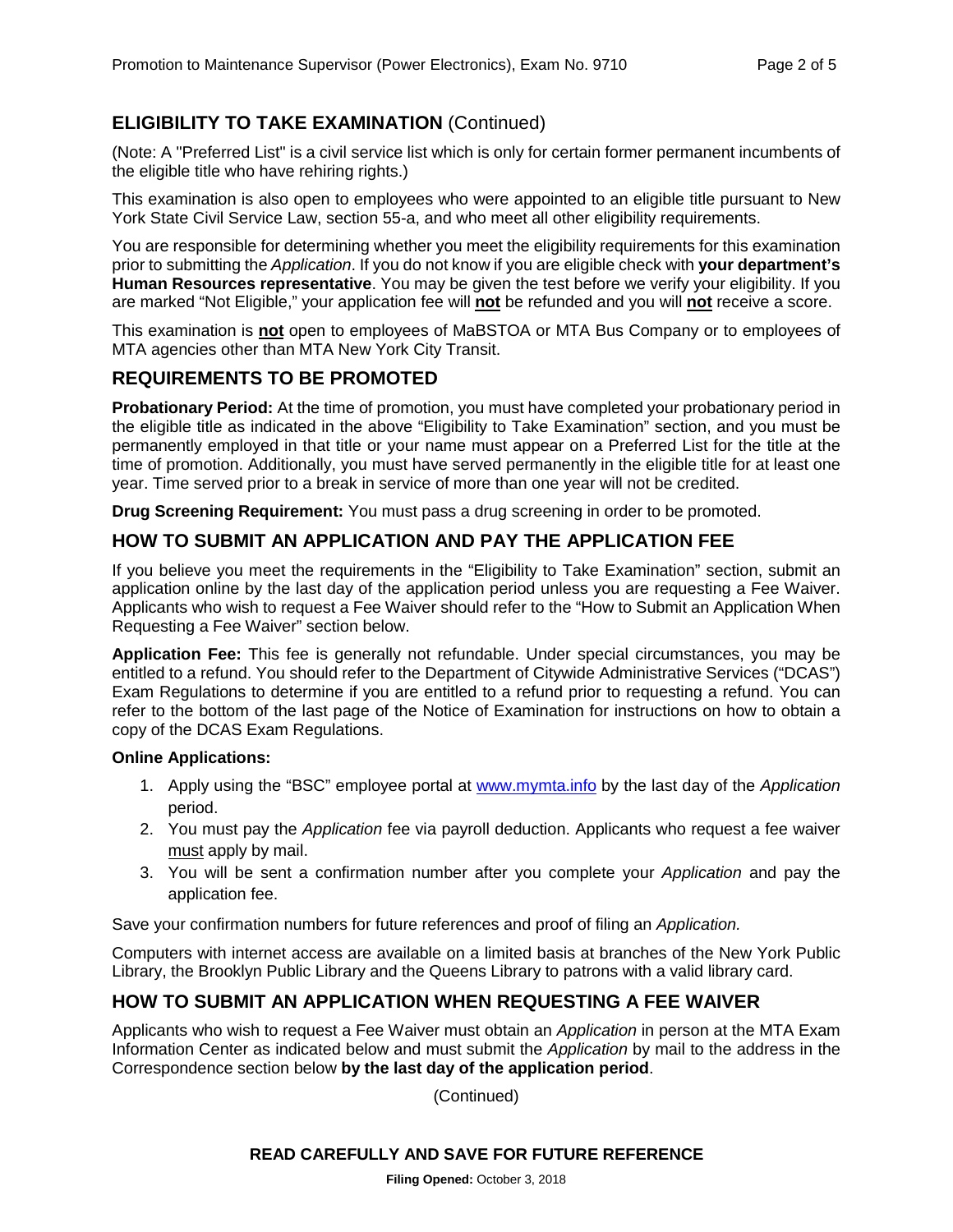## ELIGIBILITY TO TAKE EXAMINATION (Continued)

(Note: A "Preferred List" is a civil service list which is only for certain former permanent incumbents of the eligible title who have rehiring rights.)

This examination is also open to employees who were appointed to an eligible title pursuant to New York State Civil Service Law, section 55-a, and who meet all other eligibility requirements.

You are responsible for determining whether you meet the eligibility requirements for this examination prior to submitting the *Application*. If you do not know if you are eligible check with **your department's Human Resources representative**. You may be given the test before we verify your eligibility. If you are marked "Not Eligible," your application fee will **not** be refunded and you will **not** receive a score.

This examination is **not** open to employees of MaBSTOA or MTA Bus Company or to employees of MTA agencies other than MTA New York City Transit.

## REQUIREMENTS TO BE PROMOTED

**Probationary Period:** At the time of promotion, you must have completed your probationary period in the eligible title as indicated in the above "Eligibility to Take Examination" section, and you must be permanently employed in that title or your name must appear on a Preferred List for the title at the time of promotion. Additionally, you must have served permanently in the eligible title for at least one year. Time served prior to a break in service of more than one year will not be credited.

**Drug Screening Requirement:** You must pass a drug screening in order to be promoted.

## HOW TO SUBMIT AN APPLICATION AND PAY THE APPLICATION FEE

If you believe you meet the requirements in the "Eligibility to Take Examination" section, submit an application online by the last day of the application period unless you are requesting a Fee Waiver. Applicants who wish to request a Fee Waiver should refer to the "How to Submit an Application When Requesting a Fee Waiver" section below.

**Application Fee:** This fee is generally not refundable. Under special circumstances, you may be entitled to a refund. You should refer to the Department of Citywide Administrative Services ("DCAS") Exam Regulations to determine if you are entitled to a refund prior to requesting a refund. You can refer to the bottom of the last page of the Notice of Examination for instructions on how to obtain a copy of the DCAS Exam Regulations.

**Online Applications:**

1. Apply using the "BSC" employee portal at www.mymta.info by the last day of the *Application* period.
2. You must pay the *Application* fee via payroll deduction. Applicants who request a fee waiver must apply by mail.
3. You will be sent a confirmation number after you complete your *Application* and pay the application fee.

Save your confirmation numbers for future references and proof of filing an *Application.*

Computers with internet access are available on a limited basis at branches of the New York Public Library, the Brooklyn Public Library and the Queens Library to patrons with a valid library card.

## HOW TO SUBMIT AN APPLICATION WHEN REQUESTING A FEE WAIVER

Applicants who wish to request a Fee Waiver must obtain an *Application* in person at the MTA Exam Information Center as indicated below and must submit the *Application* by mail to the address in the Correspondence section below **by the last day of the application period**.

(Continued)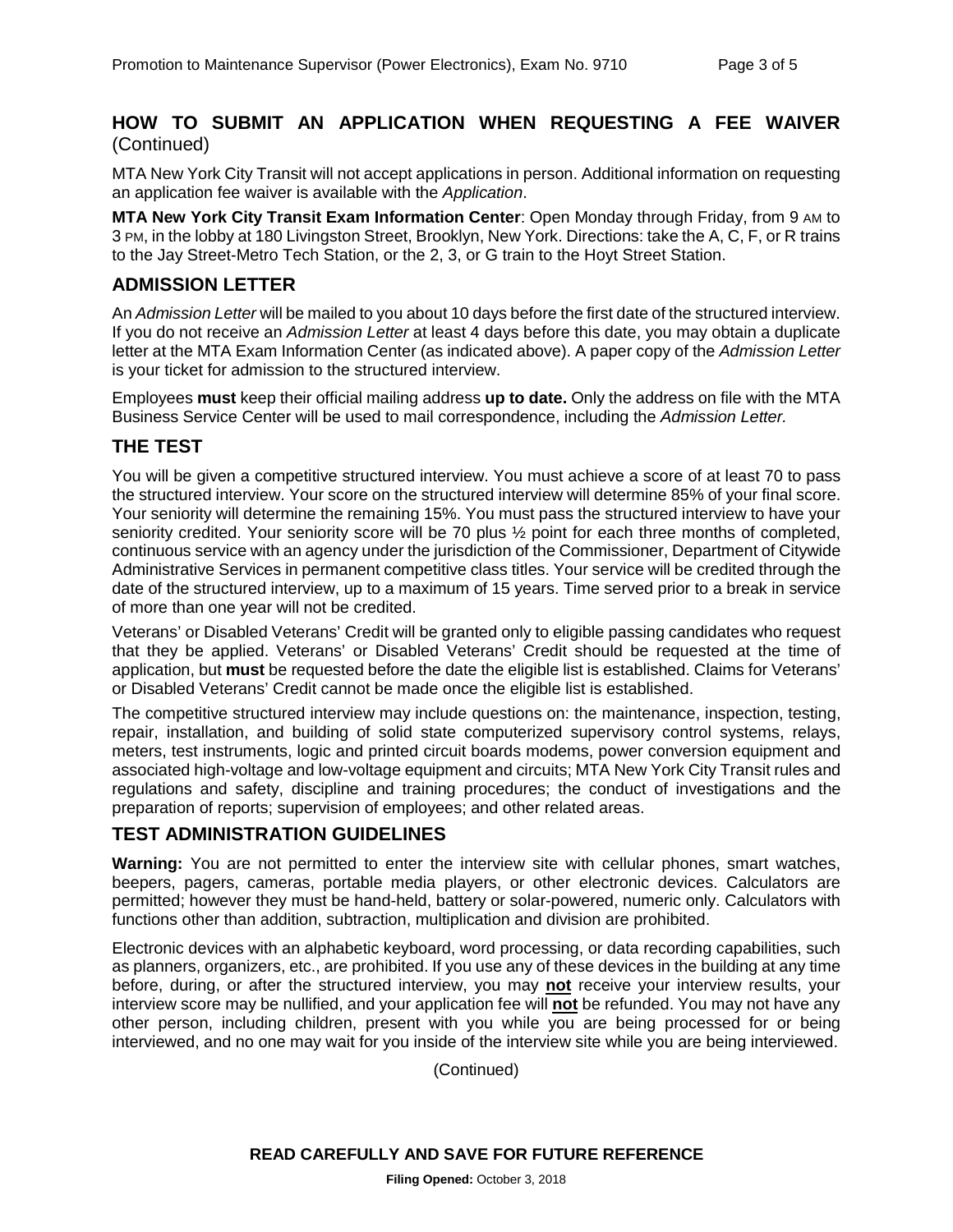## HOW TO SUBMIT AN APPLICATION WHEN REQUESTING A FEE WAIVER (Continued)

MTA New York City Transit will not accept applications in person. Additional information on requesting an application fee waiver is available with the *Application*.

**MTA New York City Transit Exam Information Center**: Open Monday through Friday, from 9 AM to 3 PM, in the lobby at 180 Livingston Street, Brooklyn, New York. Directions: take the A, C, F, or R trains to the Jay Street-Metro Tech Station, or the 2, 3, or G train to the Hoyt Street Station.

## ADMISSION LETTER

An *Admission Letter* will be mailed to you about 10 days before the first date of the structured interview. If you do not receive an *Admission Letter* at least 4 days before this date, you may obtain a duplicate letter at the MTA Exam Information Center (as indicated above). A paper copy of the *Admission Letter* is your ticket for admission to the structured interview.

Employees **must** keep their official mailing address **up to date.** Only the address on file with the MTA Business Service Center will be used to mail correspondence, including the *Admission Letter.*

## THE TEST

You will be given a competitive structured interview. You must achieve a score of at least 70 to pass the structured interview. Your score on the structured interview will determine 85% of your final score. Your seniority will determine the remaining 15%. You must pass the structured interview to have your seniority credited. Your seniority score will be 70 plus ½ point for each three months of completed, continuous service with an agency under the jurisdiction of the Commissioner, Department of Citywide Administrative Services in permanent competitive class titles. Your service will be credited through the date of the structured interview, up to a maximum of 15 years. Time served prior to a break in service of more than one year will not be credited.

Veterans' or Disabled Veterans' Credit will be granted only to eligible passing candidates who request that they be applied. Veterans' or Disabled Veterans' Credit should be requested at the time of application, but **must** be requested before the date the eligible list is established. Claims for Veterans' or Disabled Veterans' Credit cannot be made once the eligible list is established.

The competitive structured interview may include questions on: the maintenance, inspection, testing, repair, installation, and building of solid state computerized supervisory control systems, relays, meters, test instruments, logic and printed circuit boards modems, power conversion equipment and associated high-voltage and low-voltage equipment and circuits; MTA New York City Transit rules and regulations and safety, discipline and training procedures; the conduct of investigations and the preparation of reports; supervision of employees; and other related areas.

## TEST ADMINISTRATION GUIDELINES

**Warning:** You are not permitted to enter the interview site with cellular phones, smart watches, beepers, pagers, cameras, portable media players, or other electronic devices. Calculators are permitted; however they must be hand-held, battery or solar-powered, numeric only. Calculators with functions other than addition, subtraction, multiplication and division are prohibited.

Electronic devices with an alphabetic keyboard, word processing, or data recording capabilities, such as planners, organizers, etc., are prohibited. If you use any of these devices in the building at any time before, during, or after the structured interview, you may **not** receive your interview results, your interview score may be nullified, and your application fee will **not** be refunded. You may not have any other person, including children, present with you while you are being processed for or being interviewed, and no one may wait for you inside of the interview site while you are being interviewed.

(Continued)

**READ CAREFULLY AND SAVE FOR FUTURE REFERENCE**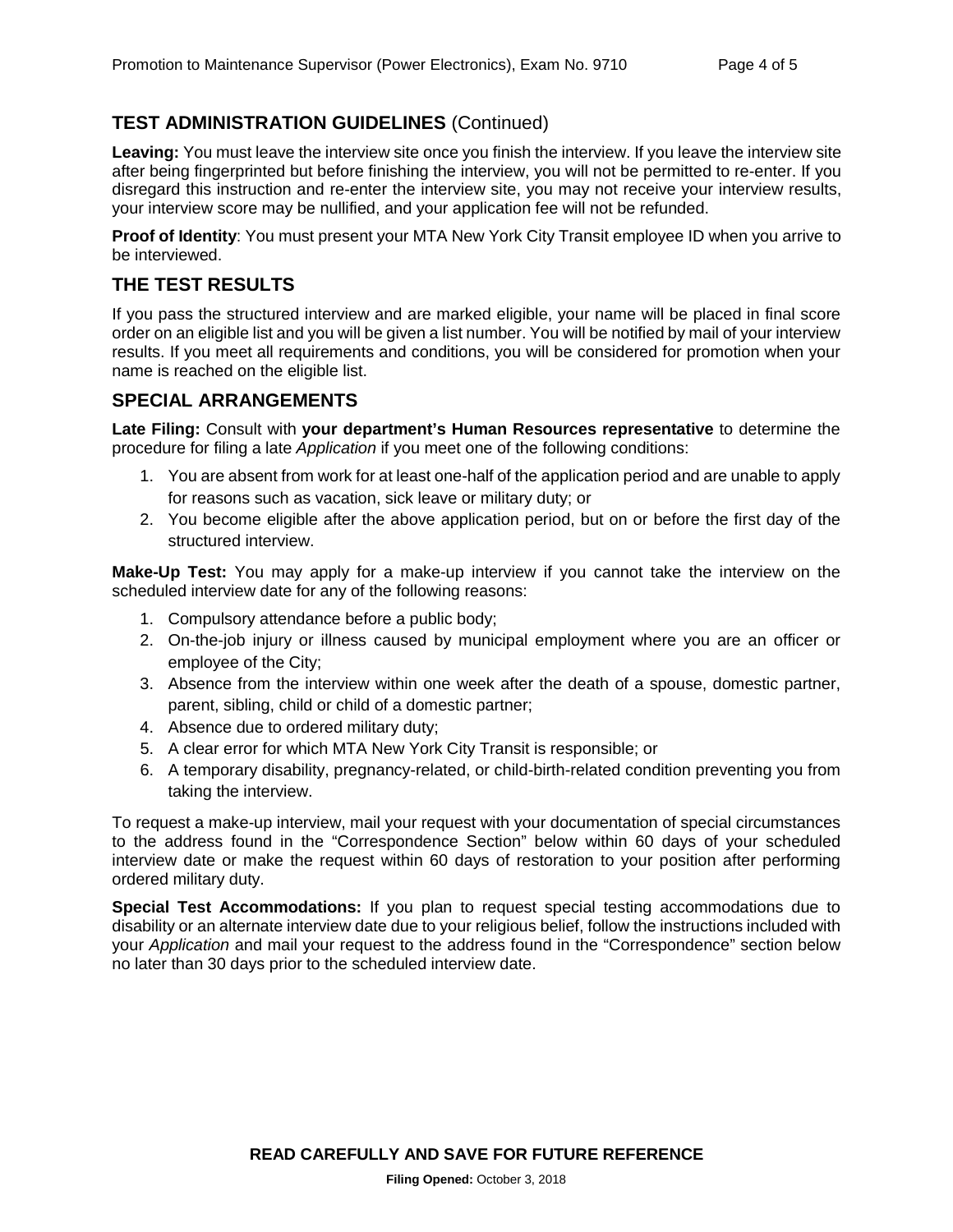## TEST ADMINISTRATION GUIDELINES (Continued)

**Leaving:** You must leave the interview site once you finish the interview. If you leave the interview site after being fingerprinted but before finishing the interview, you will not be permitted to re-enter. If you disregard this instruction and re-enter the interview site, you may not receive your interview results, your interview score may be nullified, and your application fee will not be refunded.

**Proof of Identity**: You must present your MTA New York City Transit employee ID when you arrive to be interviewed.

## THE TEST RESULTS

If you pass the structured interview and are marked eligible, your name will be placed in final score order on an eligible list and you will be given a list number. You will be notified by mail of your interview results. If you meet all requirements and conditions, you will be considered for promotion when your name is reached on the eligible list.

## SPECIAL ARRANGEMENTS

**Late Filing:** Consult with **your department's Human Resources representative** to determine the procedure for filing a late *Application* if you meet one of the following conditions:

1. You are absent from work for at least one-half of the application period and are unable to apply for reasons such as vacation, sick leave or military duty; or
2. You become eligible after the above application period, but on or before the first day of the structured interview.

**Make-Up Test:** You may apply for a make-up interview if you cannot take the interview on the scheduled interview date for any of the following reasons:

1. Compulsory attendance before a public body;
2. On-the-job injury or illness caused by municipal employment where you are an officer or employee of the City;
3. Absence from the interview within one week after the death of a spouse, domestic partner, parent, sibling, child or child of a domestic partner;
4. Absence due to ordered military duty;
5. A clear error for which MTA New York City Transit is responsible; or
6. A temporary disability, pregnancy-related, or child-birth-related condition preventing you from taking the interview.

To request a make-up interview, mail your request with your documentation of special circumstances to the address found in the "Correspondence Section" below within 60 days of your scheduled interview date or make the request within 60 days of restoration to your position after performing ordered military duty.

**Special Test Accommodations:** If you plan to request special testing accommodations due to disability or an alternate interview date due to your religious belief, follow the instructions included with your *Application* and mail your request to the address found in the "Correspondence" section below no later than 30 days prior to the scheduled interview date.

**READ CAREFULLY AND SAVE FOR FUTURE REFERENCE**

**Filing Opened:** October 3, 2018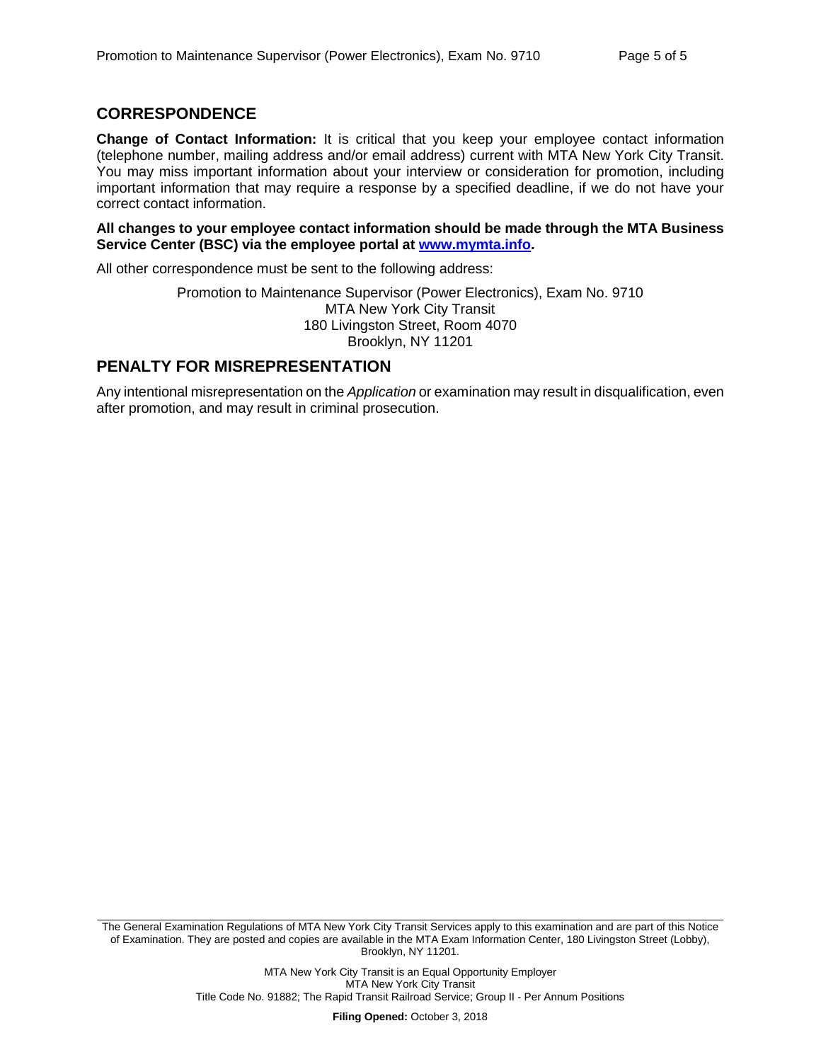## CORRESPONDENCE

**Change of Contact Information:** It is critical that you keep your employee contact information (telephone number, mailing address and/or email address) current with MTA New York City Transit. You may miss important information about your interview or consideration for promotion, including important information that may require a response by a specified deadline, if we do not have your correct contact information.

**All changes to your employee contact information should be made through the MTA Business Service Center (BSC) via the employee portal at [www.mymta.info](http://www.mymta.info).**

All other correspondence must be sent to the following address:

Promotion to Maintenance Supervisor (Power Electronics), Exam No. 9710
MTA New York City Transit
180 Livingston Street, Room 4070
Brooklyn, NY 11201

## PENALTY FOR MISREPRESENTATION

Any intentional misrepresentation on the *Application* or examination may result in disqualification, even after promotion, and may result in criminal prosecution.

The General Examination Regulations of MTA New York City Transit Services apply to this examination and are part of this Notice of Examination. They are posted and copies are available in the MTA Exam Information Center, 180 Livingston Street (Lobby), Brooklyn, NY 11201.

MTA New York City Transit is an Equal Opportunity Employer
MTA New York City Transit
Title Code No. 91882; The Rapid Transit Railroad Service; Group II - Per Annum Positions

**Filing Opened:** October 3, 2018